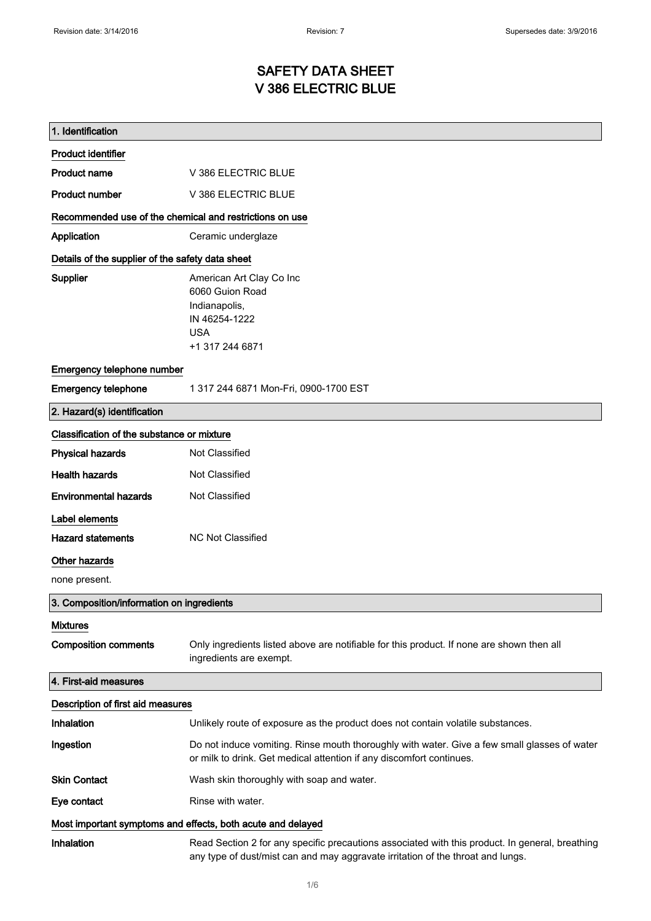# SAFETY DATA SHEET
# V 386 ELECTRIC BLUE

## 1. Identification

### Product identifier

| | |
|---|---|
| **Product name** | V 386 ELECTRIC BLUE |
| **Product number** | V 386 ELECTRIC BLUE |

### Recommended use of the chemical and restrictions on use

| | |
|---|---|
| **Application** | Ceramic underglaze |

### Details of the supplier of the safety data sheet

**Supplier**

American Art Clay Co Inc
6060 Guion Road
Indianapolis,
IN 46254-1222
USA
+1 317 244 6871

### Emergency telephone number

| | |
|---|---|
| **Emergency telephone** | 1 317 244 6871 Mon-Fri, 0900-1700 EST |

## 2. Hazard(s) identification

### Classification of the substance or mixture

| | |
|---|---|
| **Physical hazards** | Not Classified |
| **Health hazards** | Not Classified |
| **Environmental hazards** | Not Classified |

### Label elements

| | |
|---|---|
| **Hazard statements** | NC Not Classified |

### Other hazards

none present.

## 3. Composition/information on ingredients

### Mixtures

| | |
|---|---|
| **Composition comments** | Only ingredients listed above are notifiable for this product. If none are shown then all ingredients are exempt. |

## 4. First-aid measures

### Description of first aid measures

| | |
|---|---|
| **Inhalation** | Unlikely route of exposure as the product does not contain volatile substances. |
| **Ingestion** | Do not induce vomiting. Rinse mouth thoroughly with water. Give a few small glasses of water or milk to drink. Get medical attention if any discomfort continues. |
| **Skin Contact** | Wash skin thoroughly with soap and water. |
| **Eye contact** | Rinse with water. |

### Most important symptoms and effects, both acute and delayed

| | |
|---|---|
| **Inhalation** | Read Section 2 for any specific precautions associated with this product. In general, breathing any type of dust/mist can and may aggravate irritation of the throat and lungs. |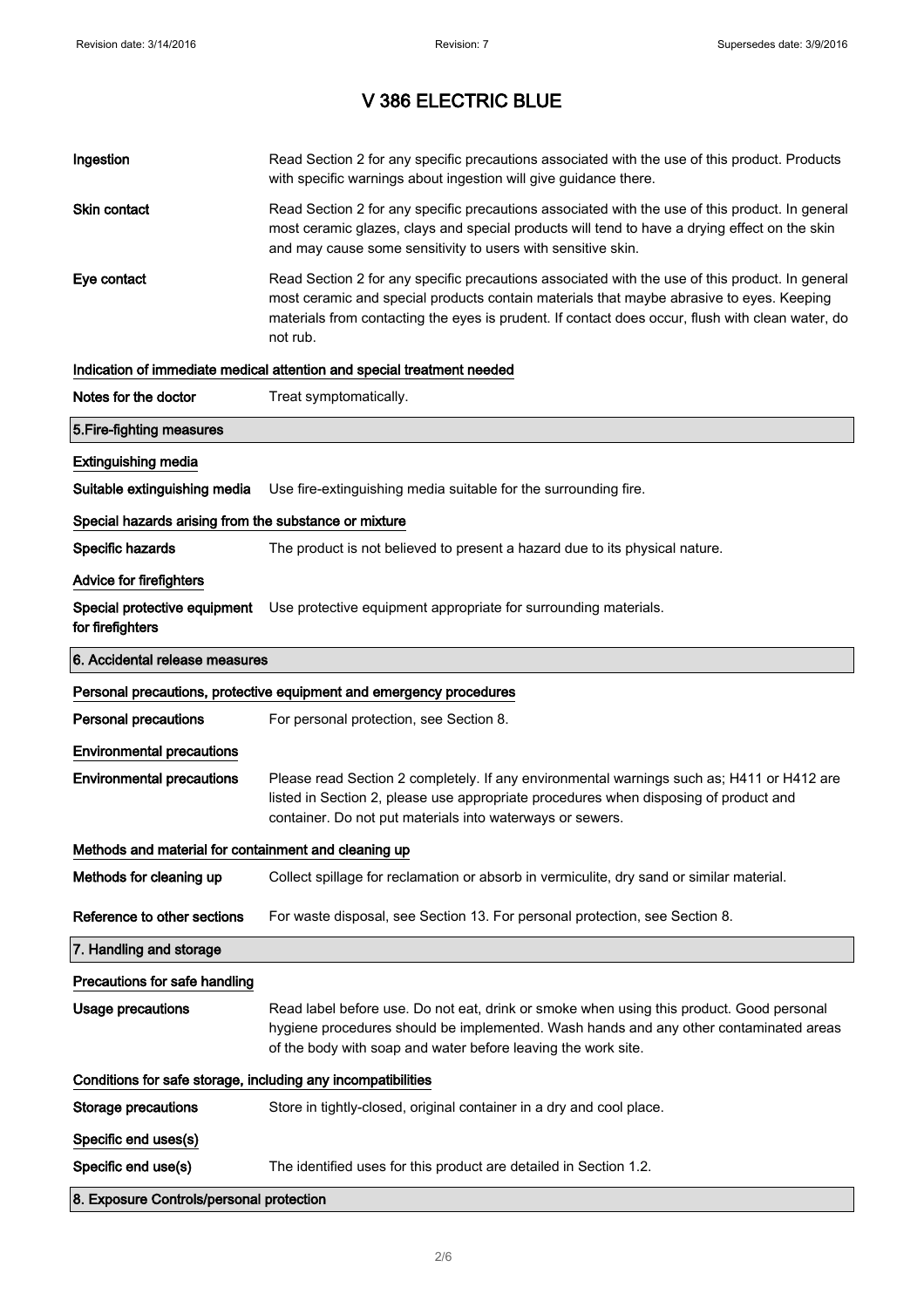# V 386 ELECTRIC BLUE

**Ingestion** Read Section 2 for any specific precautions associated with the use of this product. Products with specific warnings about ingestion will give guidance there.

**Skin contact** Read Section 2 for any specific precautions associated with the use of this product. In general most ceramic glazes, clays and special products will tend to have a drying effect on the skin and may cause some sensitivity to users with sensitive skin.

**Eye contact** Read Section 2 for any specific precautions associated with the use of this product. In general most ceramic and special products contain materials that maybe abrasive to eyes. Keeping materials from contacting the eyes is prudent. If contact does occur, flush with clean water, do not rub.

### Indication of immediate medical attention and special treatment needed

**Notes for the doctor** Treat symptomatically.

## 5.Fire-fighting measures

### Extinguishing media

**Suitable extinguishing media** Use fire-extinguishing media suitable for the surrounding fire.

### Special hazards arising from the substance or mixture

**Specific hazards** The product is not believed to present a hazard due to its physical nature.

### Advice for firefighters

**Special protective equipment for firefighters** Use protective equipment appropriate for surrounding materials.

## 6. Accidental release measures

### Personal precautions, protective equipment and emergency procedures

**Personal precautions** For personal protection, see Section 8.

### Environmental precautions

**Environmental precautions** Please read Section 2 completely. If any environmental warnings such as; H411 or H412 are listed in Section 2, please use appropriate procedures when disposing of product and container. Do not put materials into waterways or sewers.

### Methods and material for containment and cleaning up

**Methods for cleaning up** Collect spillage for reclamation or absorb in vermiculite, dry sand or similar material.

**Reference to other sections** For waste disposal, see Section 13. For personal protection, see Section 8.

## 7. Handling and storage

### Precautions for safe handling

**Usage precautions** Read label before use. Do not eat, drink or smoke when using this product. Good personal hygiene procedures should be implemented. Wash hands and any other contaminated areas of the body with soap and water before leaving the work site.

### Conditions for safe storage, including any incompatibilities

**Storage precautions** Store in tightly-closed, original container in a dry and cool place.

### Specific end uses(s)

**Specific end use(s)** The identified uses for this product are detailed in Section 1.2.

## 8. Exposure Controls/personal protection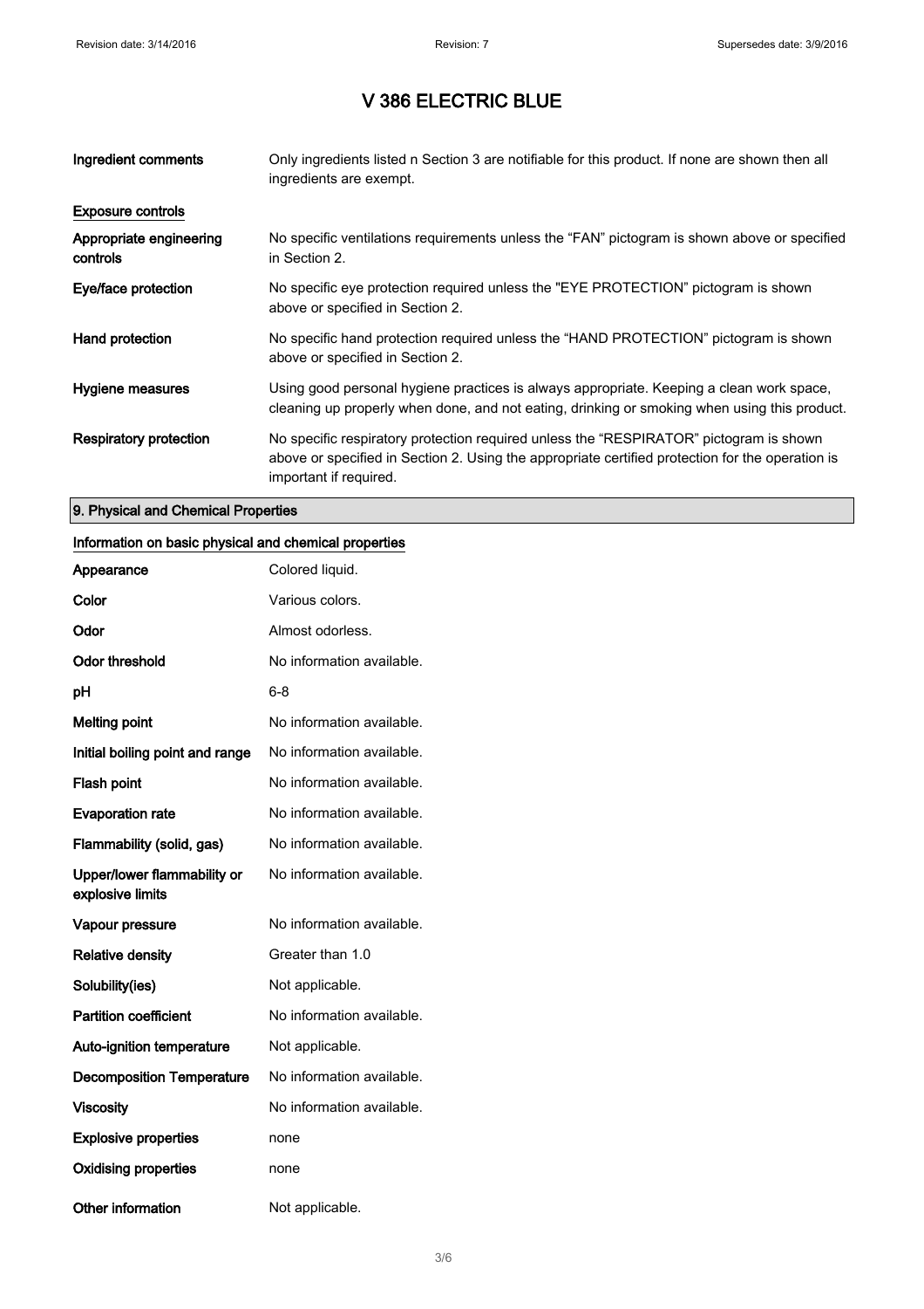# V 386 ELECTRIC BLUE

| | |
|---|---|
| **Ingredient comments** | Only ingredients listed n Section 3 are notifiable for this product. If none are shown then all ingredients are exempt. |

**Exposure controls**

| | |
|---|---|
| **Appropriate engineering controls** | No specific ventilations requirements unless the “FAN” pictogram is shown above or specified in Section 2. |
| **Eye/face protection** | No specific eye protection required unless the "EYE PROTECTION” pictogram is shown above or specified in Section 2. |
| **Hand protection** | No specific hand protection required unless the “HAND PROTECTION” pictogram is shown above or specified in Section 2. |
| **Hygiene measures** | Using good personal hygiene practices is always appropriate. Keeping a clean work space, cleaning up properly when done, and not eating, drinking or smoking when using this product. |
| **Respiratory protection** | No specific respiratory protection required unless the “RESPIRATOR” pictogram is shown above or specified in Section 2. Using the appropriate certified protection for the operation is important if required. |

## 9. Physical and Chemical Properties

**Information on basic physical and chemical properties**

| | |
|---|---|
| **Appearance** | Colored liquid. |
| **Color** | Various colors. |
| **Odor** | Almost odorless. |
| **Odor threshold** | No information available. |
| **pH** | 6-8 |
| **Melting point** | No information available. |
| **Initial boiling point and range** | No information available. |
| **Flash point** | No information available. |
| **Evaporation rate** | No information available. |
| **Flammability (solid, gas)** | No information available. |
| **Upper/lower flammability or explosive limits** | No information available. |
| **Vapour pressure** | No information available. |
| **Relative density** | Greater than 1.0 |
| **Solubility(ies)** | Not applicable. |
| **Partition coefficient** | No information available. |
| **Auto-ignition temperature** | Not applicable. |
| **Decomposition Temperature** | No information available. |
| **Viscosity** | No information available. |
| **Explosive properties** | none |
| **Oxidising properties** | none |
| **Other information** | Not applicable. |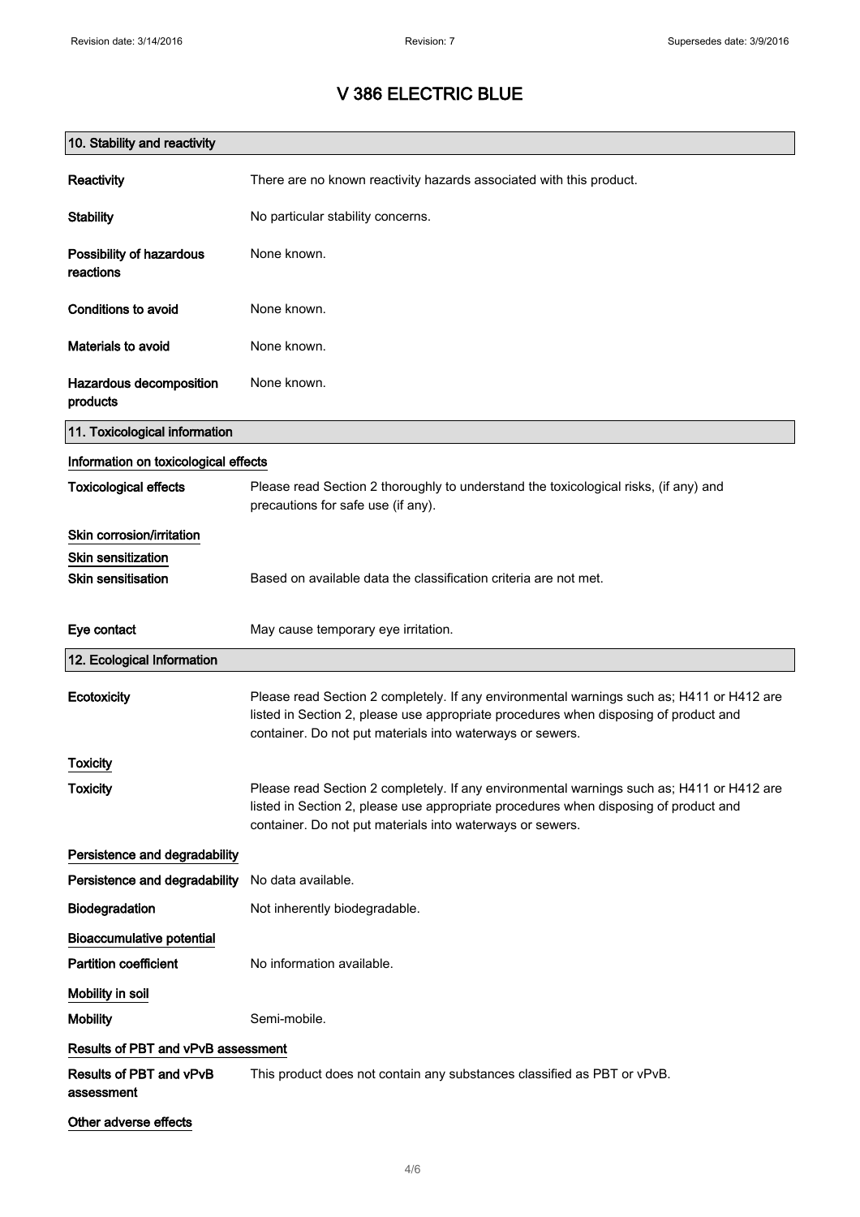# V 386 ELECTRIC BLUE

## 10. Stability and reactivity

**Reactivity** There are no known reactivity hazards associated with this product.

**Stability** No particular stability concerns.

**Possibility of hazardous reactions** None known.

**Conditions to avoid** None known.

**Materials to avoid** None known.

**Hazardous decomposition products** None known.

## 11. Toxicological information

### Information on toxicological effects

**Toxicological effects** Please read Section 2 thoroughly to understand the toxicological risks, (if any) and precautions for safe use (if any).

### Skin corrosion/irritation

### Skin sensitization

**Skin sensitisation** Based on available data the classification criteria are not met.

**Eye contact** May cause temporary eye irritation.

## 12. Ecological Information

**Ecotoxicity** Please read Section 2 completely. If any environmental warnings such as; H411 or H412 are listed in Section 2, please use appropriate procedures when disposing of product and container. Do not put materials into waterways or sewers.

### Toxicity

**Toxicity** Please read Section 2 completely. If any environmental warnings such as; H411 or H412 are listed in Section 2, please use appropriate procedures when disposing of product and container. Do not put materials into waterways or sewers.

### Persistence and degradability

**Persistence and degradability** No data available.

**Biodegradation** Not inherently biodegradable.

### Bioaccumulative potential

**Partition coefficient** No information available.

### Mobility in soil

**Mobility** Semi-mobile.

### Results of PBT and vPvB assessment

**Results of PBT and vPvB assessment** This product does not contain any substances classified as PBT or vPvB.

### Other adverse effects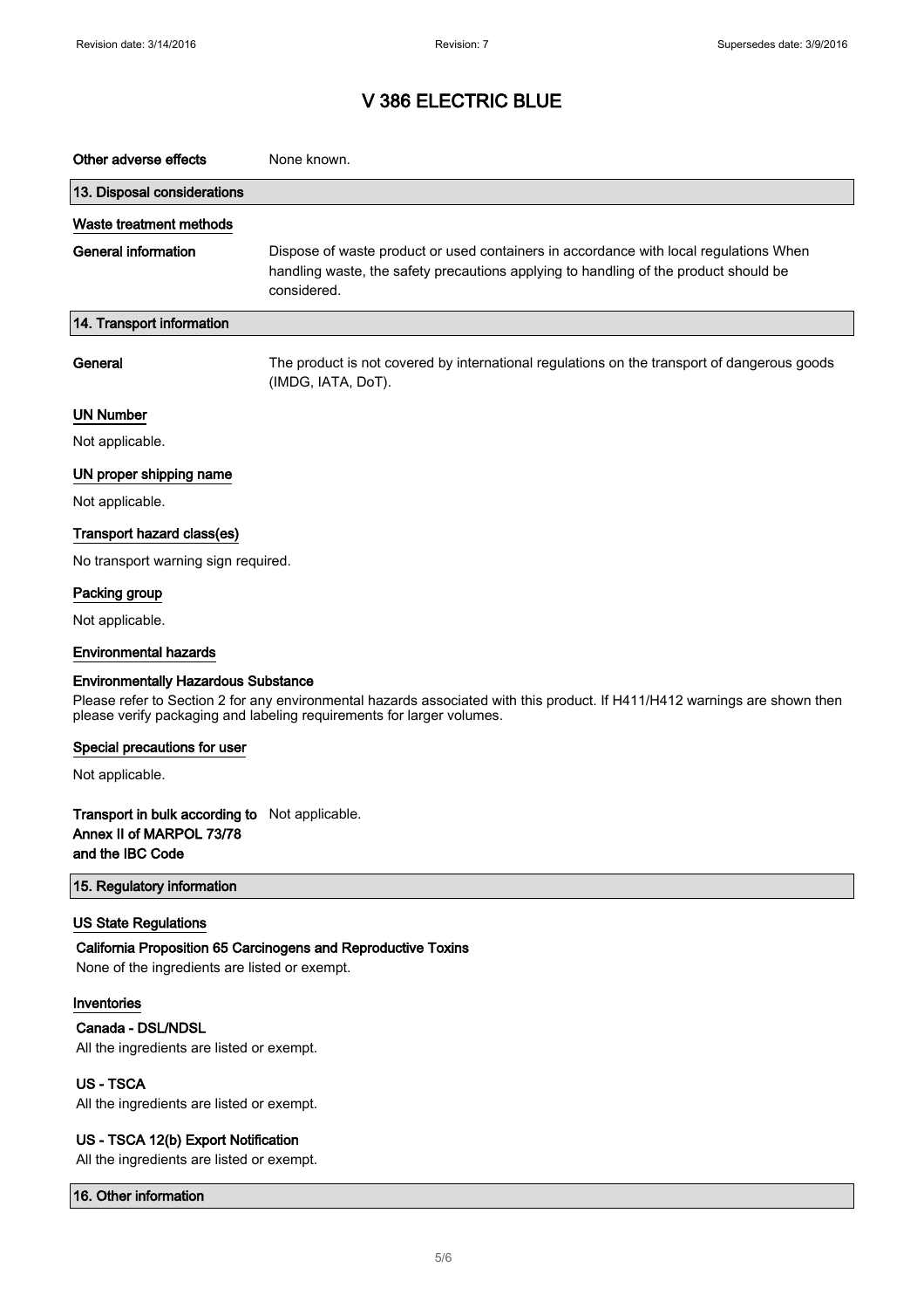# V 386 ELECTRIC BLUE

**Other adverse effects** None known.

## 13. Disposal considerations

### Waste treatment methods

**General information** Dispose of waste product or used containers in accordance with local regulations When handling waste, the safety precautions applying to handling of the product should be considered.

## 14. Transport information

**General** The product is not covered by international regulations on the transport of dangerous goods (IMDG, IATA, DoT).

### UN Number

Not applicable.

### UN proper shipping name

Not applicable.

### Transport hazard class(es)

No transport warning sign required.

### Packing group

Not applicable.

### Environmental hazards

**Environmentally Hazardous Substance**

Please refer to Section 2 for any environmental hazards associated with this product. If H411/H412 warnings are shown then please verify packaging and labeling requirements for larger volumes.

### Special precautions for user

Not applicable.

**Transport in bulk according to Annex II of MARPOL 73/78 and the IBC Code** Not applicable.

## 15. Regulatory information

### US State Regulations

**California Proposition 65 Carcinogens and Reproductive Toxins**

None of the ingredients are listed or exempt.

### Inventories

**Canada - DSL/NDSL**

All the ingredients are listed or exempt.

**US - TSCA**

All the ingredients are listed or exempt.

**US - TSCA 12(b) Export Notification**

All the ingredients are listed or exempt.

## 16. Other information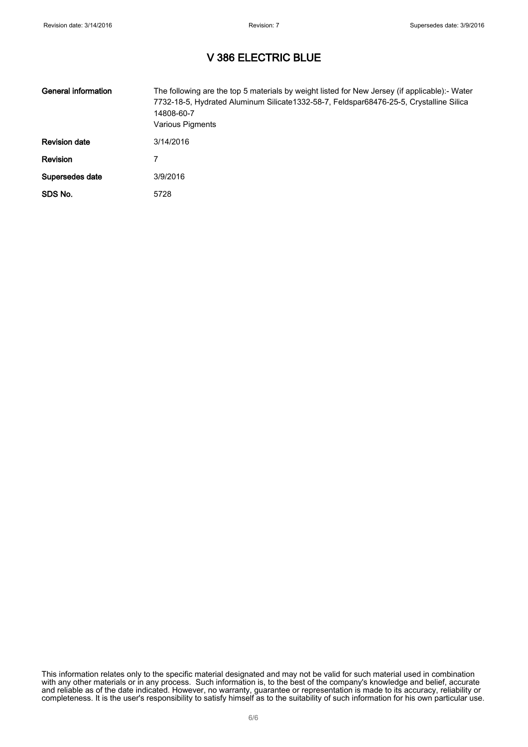# V 386 ELECTRIC BLUE

| | |
|---|---|
| **General information** | The following are the top 5 materials by weight listed for New Jersey (if applicable):- Water 7732-18-5, Hydrated Aluminum Silicate1332-58-7, Feldspar68476-25-5, Crystalline Silica 14808-60-7<br>Various Pigments |
| **Revision date** | 3/14/2016 |
| **Revision** | 7 |
| **Supersedes date** | 3/9/2016 |
| **SDS No.** | 5728 |

This information relates only to the specific material designated and may not be valid for such material used in combination with any other materials or in any process. Such information is, to the best of the company's knowledge and belief, accurate and reliable as of the date indicated. However, no warranty, guarantee or representation is made to its accuracy, reliability or completeness. It is the user's responsibility to satisfy himself as to the suitability of such information for his own particular use.